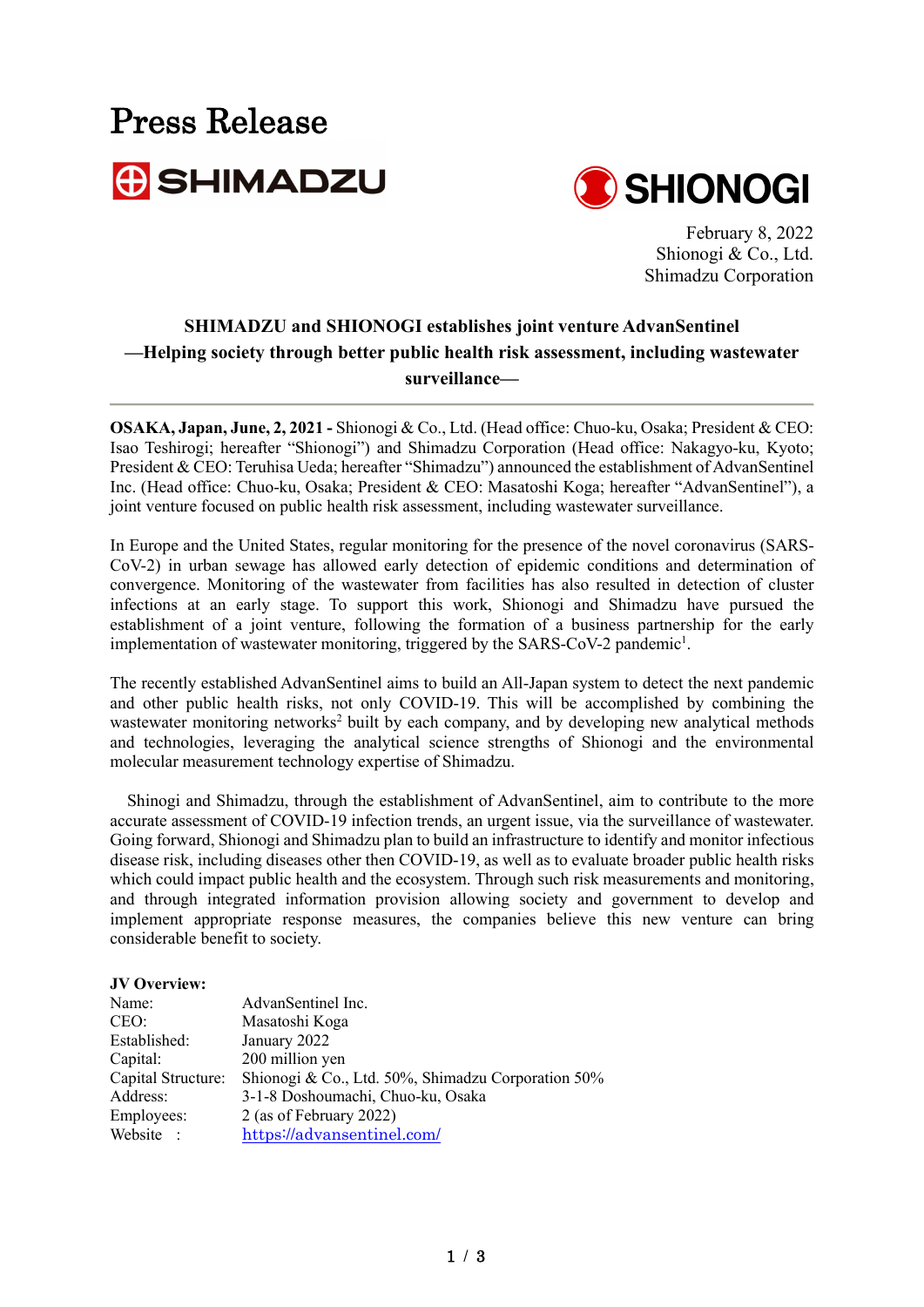# Press Release

SHIMADZU

SHIONOGI

February 8, 2022
Shionogi & Co., Ltd.
Shimadzu Corporation

**SHIMADZU and SHIONOGI establishes joint venture AdvanSentinel**
**—Helping society through better public health risk assessment, including wastewater surveillance—**

---

**OSAKA, Japan, June, 2, 2021 -** Shionogi & Co., Ltd. (Head office: Chuo-ku, Osaka; President & CEO: Isao Teshirogi; hereafter "Shionogi") and Shimadzu Corporation (Head office: Nakagyo-ku, Kyoto; President & CEO: Teruhisa Ueda; hereafter "Shimadzu") announced the establishment of AdvanSentinel Inc. (Head office: Chuo-ku, Osaka; President & CEO: Masatoshi Koga; hereafter "AdvanSentinel"), a joint venture focused on public health risk assessment, including wastewater surveillance.

In Europe and the United States, regular monitoring for the presence of the novel coronavirus (SARS-CoV-2) in urban sewage has allowed early detection of epidemic conditions and determination of convergence. Monitoring of the wastewater from facilities has also resulted in detection of cluster infections at an early stage. To support this work, Shionogi and Shimadzu have pursued the establishment of a joint venture, following the formation of a business partnership for the early implementation of wastewater monitoring, triggered by the SARS-CoV-2 pandemic[1].

The recently established AdvanSentinel aims to build an All-Japan system to detect the next pandemic and other public health risks, not only COVID-19. This will be accomplished by combining the wastewater monitoring networks[2] built by each company, and by developing new analytical methods and technologies, leveraging the analytical science strengths of Shionogi and the environmental molecular measurement technology expertise of Shimadzu.

Shinogi and Shimadzu, through the establishment of AdvanSentinel, aim to contribute to the more accurate assessment of COVID-19 infection trends, an urgent issue, via the surveillance of wastewater. Going forward, Shionogi and Shimadzu plan to build an infrastructure to identify and monitor infectious disease risk, including diseases other then COVID-19, as well as to evaluate broader public health risks which could impact public health and the ecosystem. Through such risk measurements and monitoring, and through integrated information provision allowing society and government to develop and implement appropriate response measures, the companies believe this new venture can bring considerable benefit to society.

**JV Overview:**

| | |
|---|---|
| Name: | AdvanSentinel Inc. |
| CEO: | Masatoshi Koga |
| Established: | January 2022 |
| Capital: | 200 million yen |
| Capital Structure: | Shionogi & Co., Ltd. 50%, Shimadzu Corporation 50% |
| Address: | 3-1-8 Doshoumachi, Chuo-ku, Osaka |
| Employees: | 2 (as of February 2022) |
| Website : | https://advansentinel.com/ |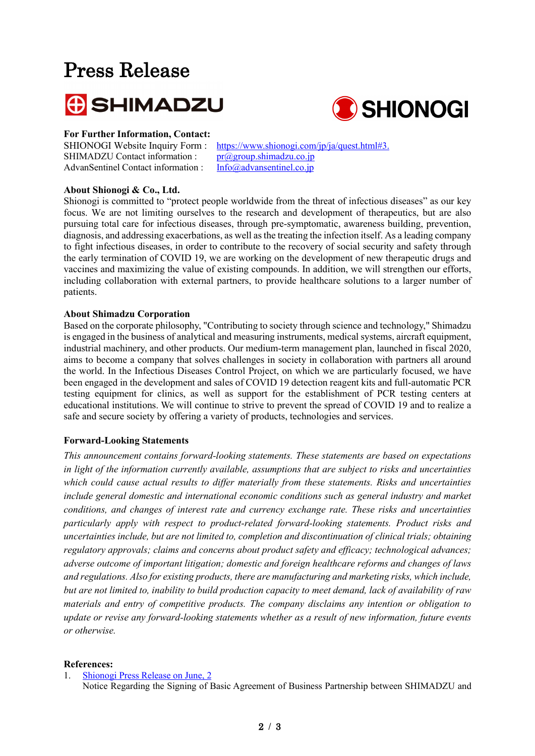# Press Release

SHIMADZU SHIONOGI

**For Further Information, Contact:**

SHIONOGI Website Inquiry Form : [https://www.shionogi.com/jp/ja/quest.html#3.](https://www.shionogi.com/jp/ja/quest.html#3.)
SHIMADZU Contact information : [pr@group.shimadzu.co.jp](mailto:pr@group.shimadzu.co.jp)
AdvanSentinel Contact information : [Info@advansentinel.co.jp](mailto:Info@advansentinel.co.jp)

**About Shionogi & Co., Ltd.**

Shionogi is committed to "protect people worldwide from the threat of infectious diseases" as our key focus. We are not limiting ourselves to the research and development of therapeutics, but are also pursuing total care for infectious diseases, through pre-symptomatic, awareness building, prevention, diagnosis, and addressing exacerbations, as well as the treating the infection itself. As a leading company to fight infectious diseases, in order to contribute to the recovery of social security and safety through the early termination of COVID 19, we are working on the development of new therapeutic drugs and vaccines and maximizing the value of existing compounds. In addition, we will strengthen our efforts, including collaboration with external partners, to provide healthcare solutions to a larger number of patients.

**About Shimadzu Corporation**

Based on the corporate philosophy, "Contributing to society through science and technology," Shimadzu is engaged in the business of analytical and measuring instruments, medical systems, aircraft equipment, industrial machinery, and other products. Our medium-term management plan, launched in fiscal 2020, aims to become a company that solves challenges in society in collaboration with partners all around the world. In the Infectious Diseases Control Project, on which we are particularly focused, we have been engaged in the development and sales of COVID 19 detection reagent kits and full-automatic PCR testing equipment for clinics, as well as support for the establishment of PCR testing centers at educational institutions. We will continue to strive to prevent the spread of COVID 19 and to realize a safe and secure society by offering a variety of products, technologies and services.

**Forward-Looking Statements**

*This announcement contains forward-looking statements. These statements are based on expectations in light of the information currently available, assumptions that are subject to risks and uncertainties which could cause actual results to differ materially from these statements. Risks and uncertainties include general domestic and international economic conditions such as general industry and market conditions, and changes of interest rate and currency exchange rate. These risks and uncertainties particularly apply with respect to product-related forward-looking statements. Product risks and uncertainties include, but are not limited to, completion and discontinuation of clinical trials; obtaining regulatory approvals; claims and concerns about product safety and efficacy; technological advances; adverse outcome of important litigation; domestic and foreign healthcare reforms and changes of laws and regulations. Also for existing products, there are manufacturing and marketing risks, which include, but are not limited to, inability to build production capacity to meet demand, lack of availability of raw materials and entry of competitive products. The company disclaims any intention or obligation to update or revise any forward-looking statements whether as a result of new information, future events or otherwise.*

**References:**

1. Shionogi Press Release on June, 2
   Notice Regarding the Signing of Basic Agreement of Business Partnership between SHIMADZU and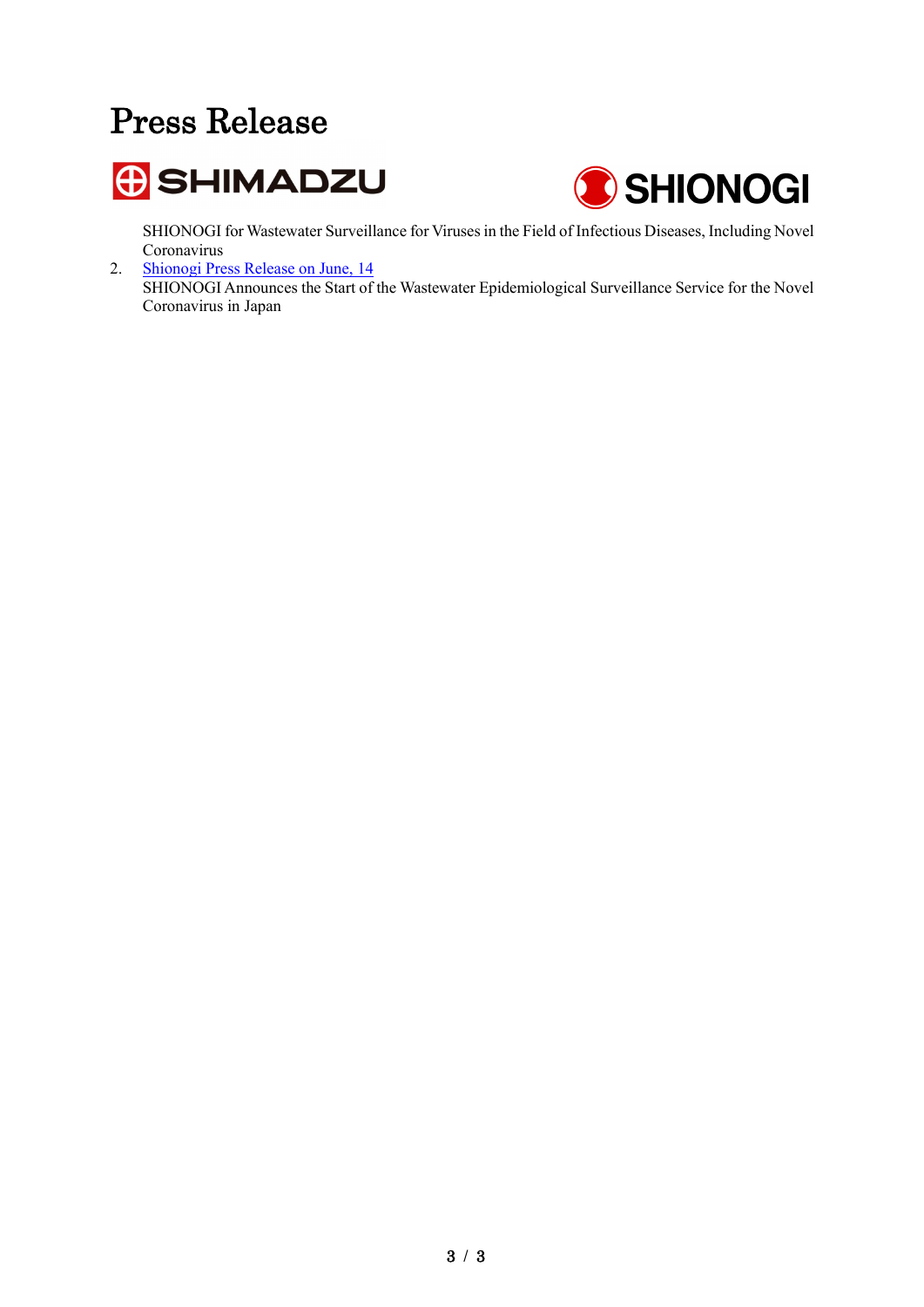SHIONOGI for Wastewater Surveillance for Viruses in the Field of Infectious Diseases, Including Novel Coronavirus

2. Shionogi Press Release on June, 14
   SHIONOGI Announces the Start of the Wastewater Epidemiological Surveillance Service for the Novel Coronavirus in Japan